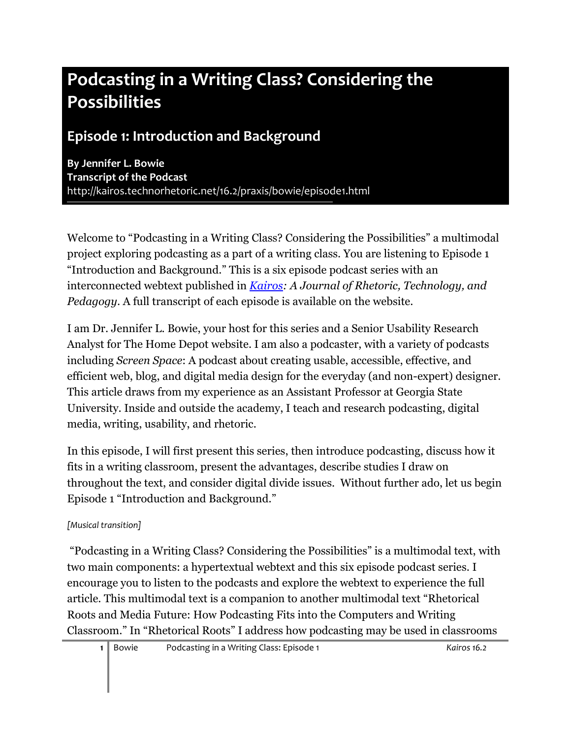# Podcasting in a Writing Class? Considering the Possibilities

## Episode 1: Introduction and Background

**By Jennifer L. Bowie**
**Transcript of the Podcast**
http://kairos.technorhetoric.net/16.2/praxis/bowie/episode1.html

Welcome to “Podcasting in a Writing Class? Considering the Possibilities” a multimodal project exploring podcasting as a part of a writing class. You are listening to Episode 1 “Introduction and Background.” This is a six episode podcast series with an interconnected webtext published in *Kairos: A Journal of Rhetoric, Technology, and Pedagogy*. A full transcript of each episode is available on the website.

I am Dr. Jennifer L. Bowie, your host for this series and a Senior Usability Research Analyst for The Home Depot website. I am also a podcaster, with a variety of podcasts including *Screen Space*: A podcast about creating usable, accessible, effective, and efficient web, blog, and digital media design for the everyday (and non-expert) designer. This article draws from my experience as an Assistant Professor at Georgia State University. Inside and outside the academy, I teach and research podcasting, digital media, writing, usability, and rhetoric.

In this episode, I will first present this series, then introduce podcasting, discuss how it fits in a writing classroom, present the advantages, describe studies I draw on throughout the text, and consider digital divide issues. Without further ado, let us begin Episode 1 “Introduction and Background.”

*[Musical transition]*

“Podcasting in a Writing Class? Considering the Possibilities” is a multimodal text, with two main components: a hypertextual webtext and this six episode podcast series. I encourage you to listen to the podcasts and explore the webtext to experience the full article. This multimodal text is a companion to another multimodal text “Rhetorical Roots and Media Future: How Podcasting Fits into the Computers and Writing Classroom.” In “Rhetorical Roots” I address how podcasting may be used in classrooms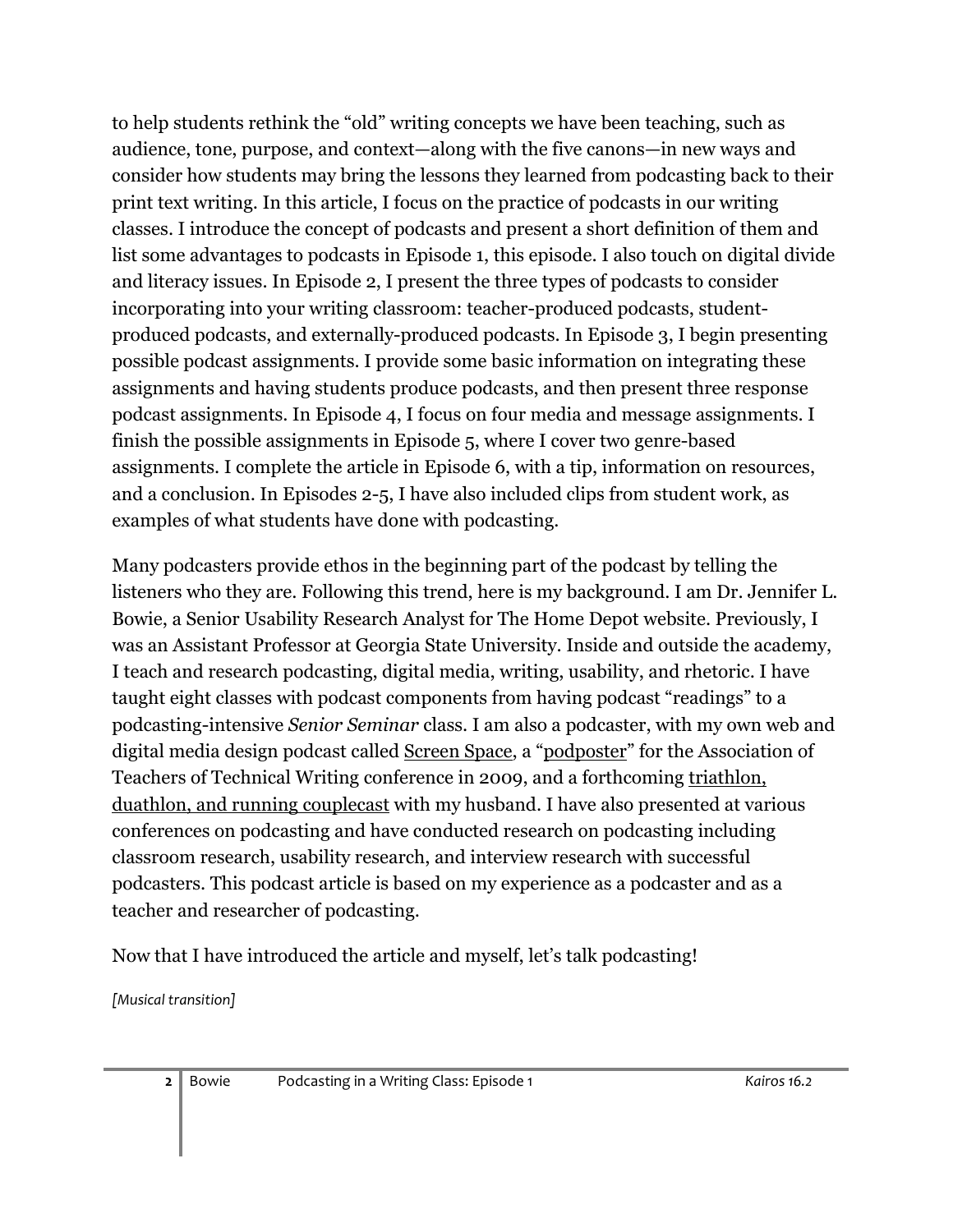to help students rethink the "old" writing concepts we have been teaching, such as audience, tone, purpose, and context—along with the five canons—in new ways and consider how students may bring the lessons they learned from podcasting back to their print text writing. In this article, I focus on the practice of podcasts in our writing classes. I introduce the concept of podcasts and present a short definition of them and list some advantages to podcasts in Episode 1, this episode. I also touch on digital divide and literacy issues. In Episode 2, I present the three types of podcasts to consider incorporating into your writing classroom: teacher-produced podcasts, student-produced podcasts, and externally-produced podcasts. In Episode 3, I begin presenting possible podcast assignments. I provide some basic information on integrating these assignments and having students produce podcasts, and then present three response podcast assignments. In Episode 4, I focus on four media and message assignments. I finish the possible assignments in Episode 5, where I cover two genre-based assignments. I complete the article in Episode 6, with a tip, information on resources, and a conclusion. In Episodes 2-5, I have also included clips from student work, as examples of what students have done with podcasting.

Many podcasters provide ethos in the beginning part of the podcast by telling the listeners who they are. Following this trend, here is my background. I am Dr. Jennifer L. Bowie, a Senior Usability Research Analyst for The Home Depot website. Previously, I was an Assistant Professor at Georgia State University. Inside and outside the academy, I teach and research podcasting, digital media, writing, usability, and rhetoric. I have taught eight classes with podcast components from having podcast "readings" to a podcasting-intensive *Senior Seminar* class. I am also a podcaster, with my own web and digital media design podcast called Screen Space, a "podposter" for the Association of Teachers of Technical Writing conference in 2009, and a forthcoming triathlon, duathlon, and running couplecast with my husband. I have also presented at various conferences on podcasting and have conducted research on podcasting including classroom research, usability research, and interview research with successful podcasters. This podcast article is based on my experience as a podcaster and as a teacher and researcher of podcasting.

Now that I have introduced the article and myself, let's talk podcasting!

*[Musical transition]*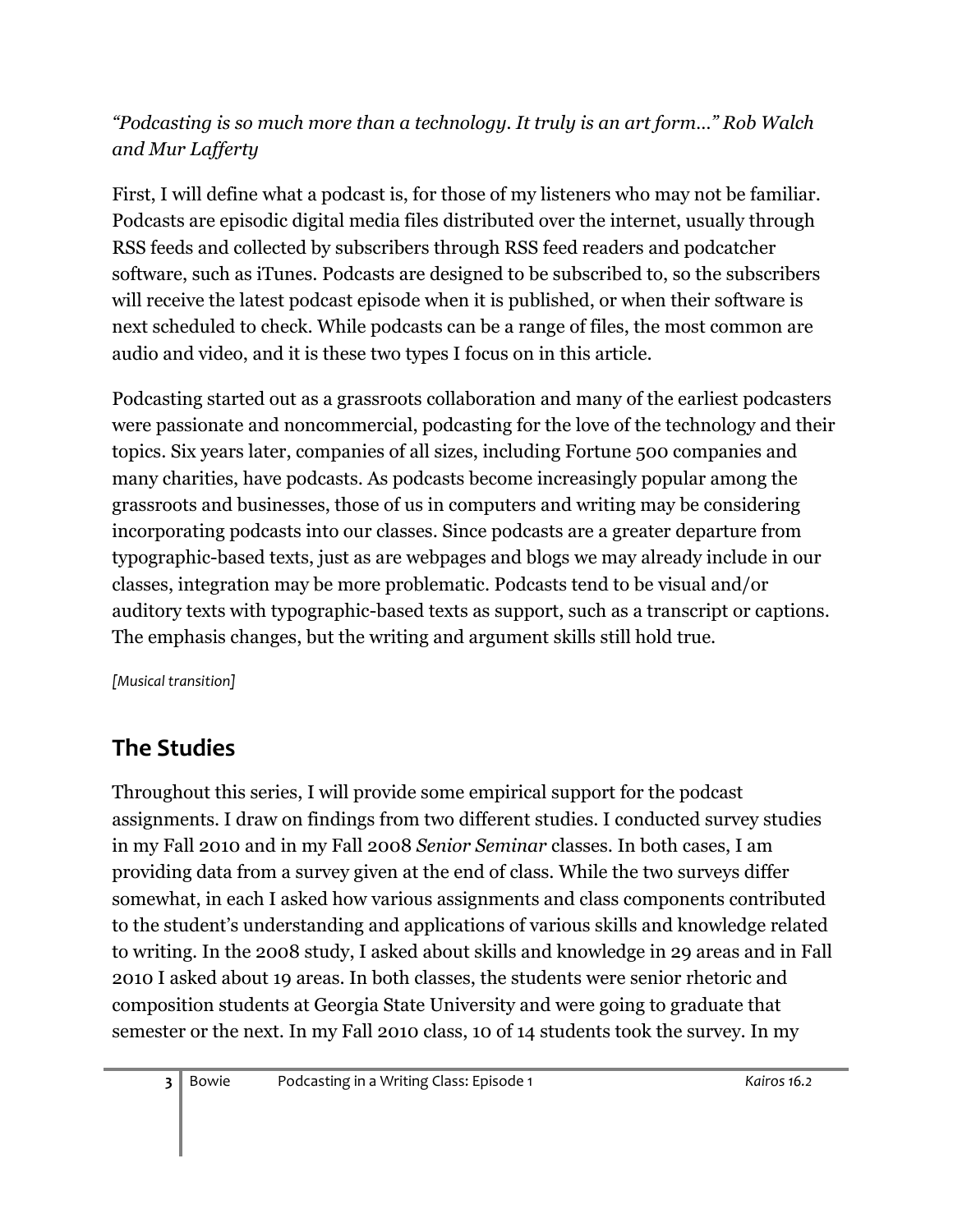*"Podcasting is so much more than a technology. It truly is an art form…" Rob Walch and Mur Lafferty*

First, I will define what a podcast is, for those of my listeners who may not be familiar. Podcasts are episodic digital media files distributed over the internet, usually through RSS feeds and collected by subscribers through RSS feed readers and podcatcher software, such as iTunes. Podcasts are designed to be subscribed to, so the subscribers will receive the latest podcast episode when it is published, or when their software is next scheduled to check. While podcasts can be a range of files, the most common are audio and video, and it is these two types I focus on in this article.

Podcasting started out as a grassroots collaboration and many of the earliest podcasters were passionate and noncommercial, podcasting for the love of the technology and their topics. Six years later, companies of all sizes, including Fortune 500 companies and many charities, have podcasts. As podcasts become increasingly popular among the grassroots and businesses, those of us in computers and writing may be considering incorporating podcasts into our classes. Since podcasts are a greater departure from typographic-based texts, just as are webpages and blogs we may already include in our classes, integration may be more problematic. Podcasts tend to be visual and/or auditory texts with typographic-based texts as support, such as a transcript or captions. The emphasis changes, but the writing and argument skills still hold true.

*[Musical transition]*

## The Studies

Throughout this series, I will provide some empirical support for the podcast assignments. I draw on findings from two different studies. I conducted survey studies in my Fall 2010 and in my Fall 2008 *Senior Seminar* classes. In both cases, I am providing data from a survey given at the end of class. While the two surveys differ somewhat, in each I asked how various assignments and class components contributed to the student's understanding and applications of various skills and knowledge related to writing. In the 2008 study, I asked about skills and knowledge in 29 areas and in Fall 2010 I asked about 19 areas. In both classes, the students were senior rhetoric and composition students at Georgia State University and were going to graduate that semester or the next. In my Fall 2010 class, 10 of 14 students took the survey. In my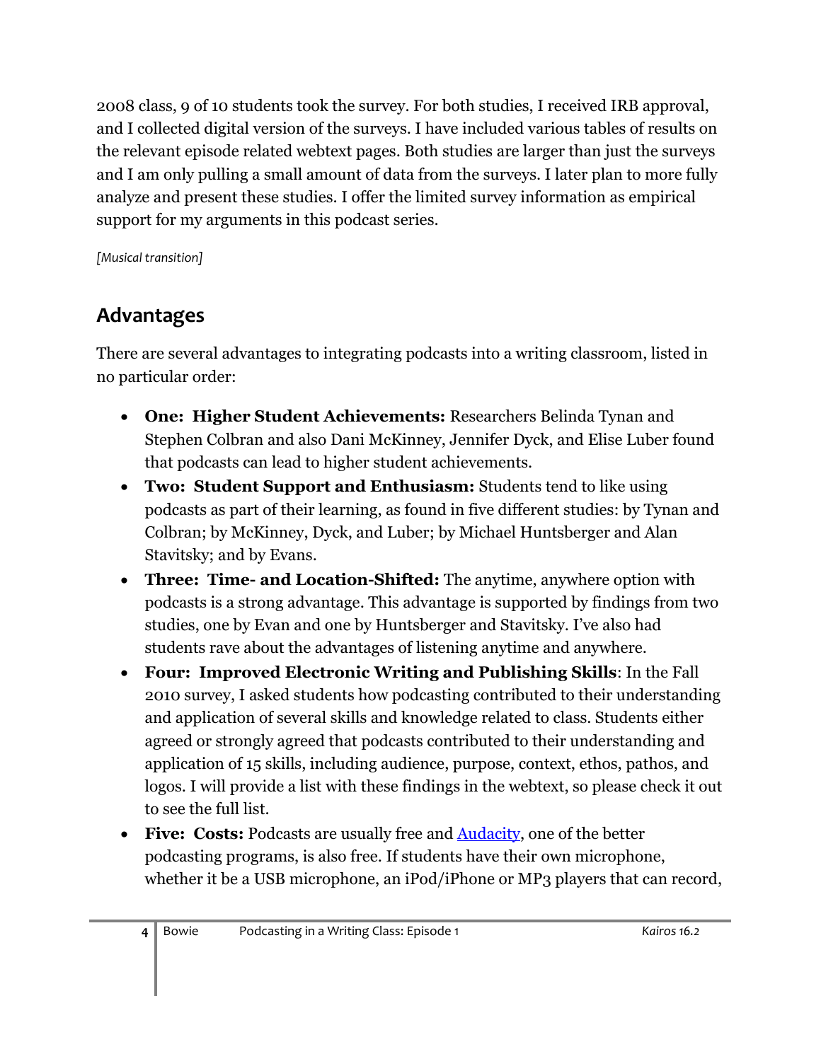2008 class, 9 of 10 students took the survey. For both studies, I received IRB approval, and I collected digital version of the surveys. I have included various tables of results on the relevant episode related webtext pages. Both studies are larger than just the surveys and I am only pulling a small amount of data from the surveys. I later plan to more fully analyze and present these studies. I offer the limited survey information as empirical support for my arguments in this podcast series.

*[Musical transition]*

## Advantages

There are several advantages to integrating podcasts into a writing classroom, listed in no particular order:

- **One: Higher Student Achievements:** Researchers Belinda Tynan and Stephen Colbran and also Dani McKinney, Jennifer Dyck, and Elise Luber found that podcasts can lead to higher student achievements.
- **Two: Student Support and Enthusiasm:** Students tend to like using podcasts as part of their learning, as found in five different studies: by Tynan and Colbran; by McKinney, Dyck, and Luber; by Michael Huntsberger and Alan Stavitsky; and by Evans.
- **Three: Time- and Location-Shifted:** The anytime, anywhere option with podcasts is a strong advantage. This advantage is supported by findings from two studies, one by Evan and one by Huntsberger and Stavitsky. I've also had students rave about the advantages of listening anytime and anywhere.
- **Four: Improved Electronic Writing and Publishing Skills**: In the Fall 2010 survey, I asked students how podcasting contributed to their understanding and application of several skills and knowledge related to class. Students either agreed or strongly agreed that podcasts contributed to their understanding and application of 15 skills, including audience, purpose, context, ethos, pathos, and logos. I will provide a list with these findings in the webtext, so please check it out to see the full list.
- **Five: Costs:** Podcasts are usually free and [Audacity](), one of the better podcasting programs, is also free. If students have their own microphone, whether it be a USB microphone, an iPod/iPhone or MP3 players that can record,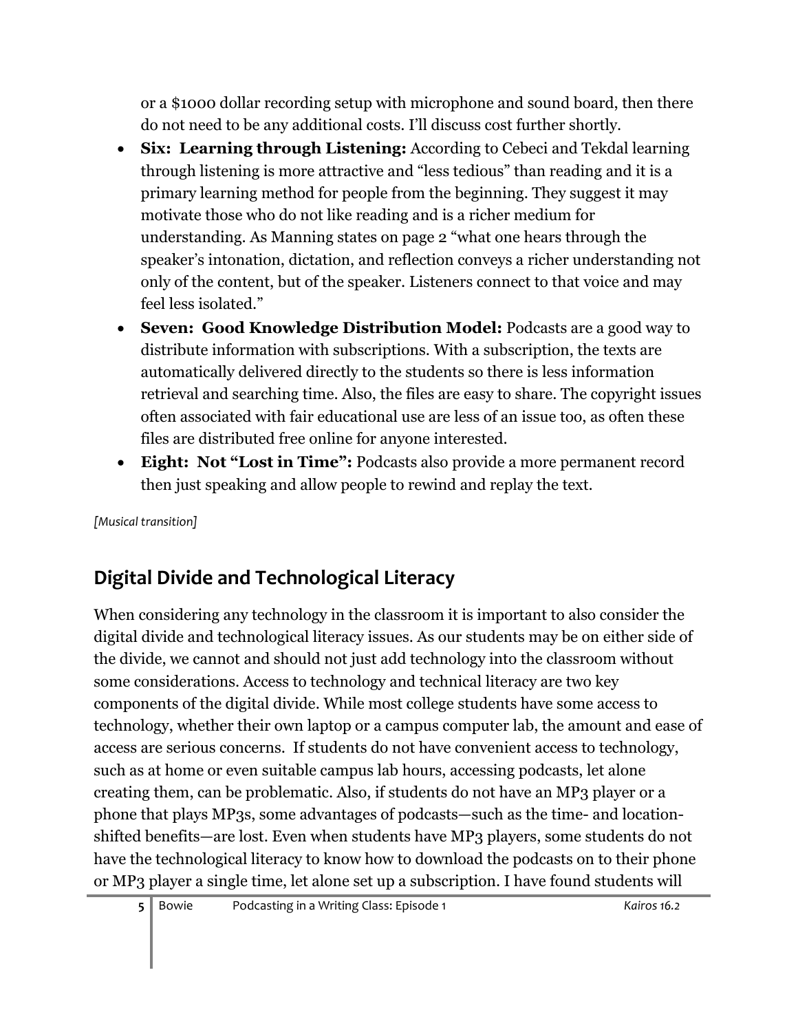or a $1000 dollar recording setup with microphone and sound board, then there do not need to be any additional costs. I'll discuss cost further shortly.

- **Six: Learning through Listening:** According to Cebeci and Tekdal learning through listening is more attractive and "less tedious" than reading and it is a primary learning method for people from the beginning. They suggest it may motivate those who do not like reading and is a richer medium for understanding. As Manning states on page 2 "what one hears through the speaker's intonation, dictation, and reflection conveys a richer understanding not only of the content, but of the speaker. Listeners connect to that voice and may feel less isolated."
- **Seven: Good Knowledge Distribution Model:** Podcasts are a good way to distribute information with subscriptions. With a subscription, the texts are automatically delivered directly to the students so there is less information retrieval and searching time. Also, the files are easy to share. The copyright issues often associated with fair educational use are less of an issue too, as often these files are distributed free online for anyone interested.
- **Eight: Not "Lost in Time":** Podcasts also provide a more permanent record then just speaking and allow people to rewind and replay the text.

*[Musical transition]*

## Digital Divide and Technological Literacy

When considering any technology in the classroom it is important to also consider the digital divide and technological literacy issues. As our students may be on either side of the divide, we cannot and should not just add technology into the classroom without some considerations. Access to technology and technical literacy are two key components of the digital divide. While most college students have some access to technology, whether their own laptop or a campus computer lab, the amount and ease of access are serious concerns. If students do not have convenient access to technology, such as at home or even suitable campus lab hours, accessing podcasts, let alone creating them, can be problematic. Also, if students do not have an MP3 player or a phone that plays MP3s, some advantages of podcasts—such as the time- and location-shifted benefits—are lost. Even when students have MP3 players, some students do not have the technological literacy to know how to download the podcasts on to their phone or MP3 player a single time, let alone set up a subscription. I have found students will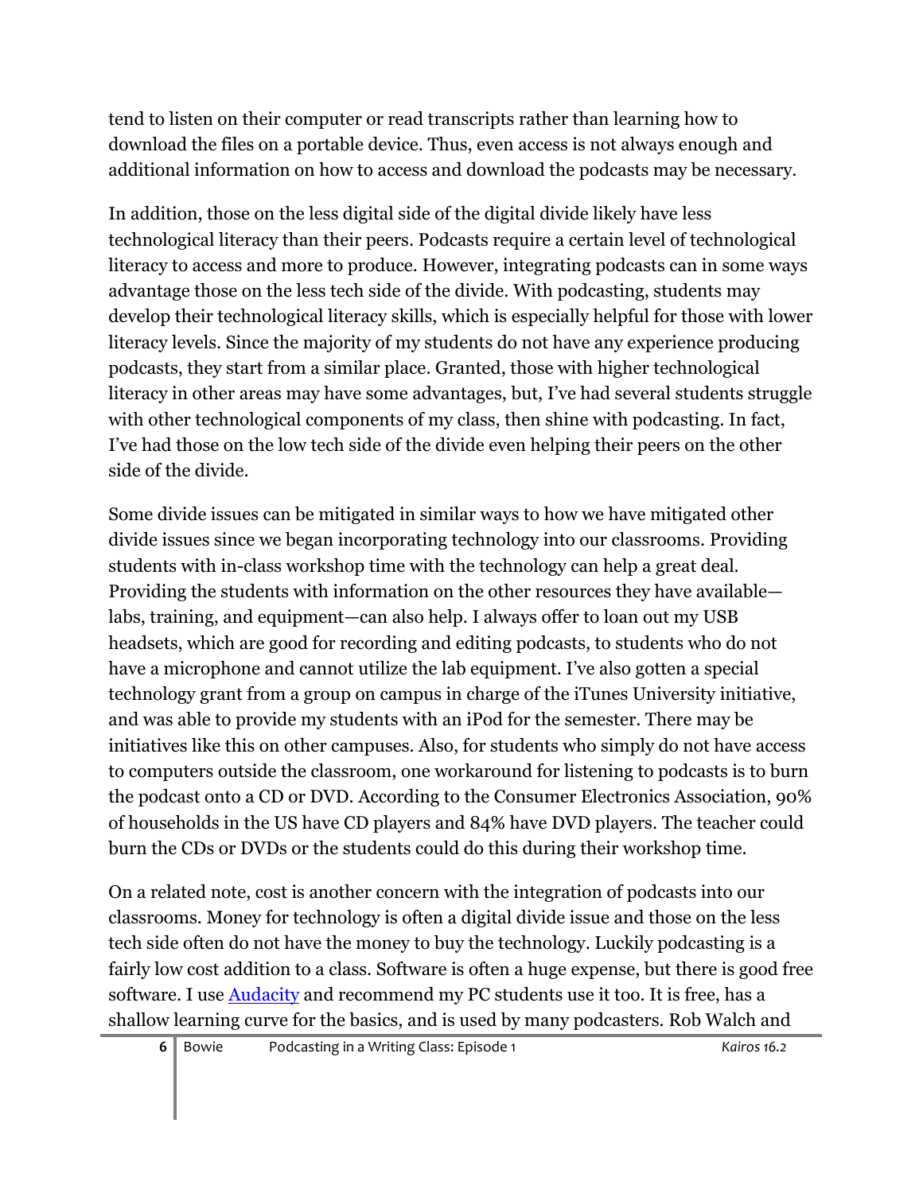tend to listen on their computer or read transcripts rather than learning how to download the files on a portable device. Thus, even access is not always enough and additional information on how to access and download the podcasts may be necessary.

In addition, those on the less digital side of the digital divide likely have less technological literacy than their peers. Podcasts require a certain level of technological literacy to access and more to produce. However, integrating podcasts can in some ways advantage those on the less tech side of the divide. With podcasting, students may develop their technological literacy skills, which is especially helpful for those with lower literacy levels. Since the majority of my students do not have any experience producing podcasts, they start from a similar place. Granted, those with higher technological literacy in other areas may have some advantages, but, I've had several students struggle with other technological components of my class, then shine with podcasting. In fact, I've had those on the low tech side of the divide even helping their peers on the other side of the divide.

Some divide issues can be mitigated in similar ways to how we have mitigated other divide issues since we began incorporating technology into our classrooms. Providing students with in-class workshop time with the technology can help a great deal. Providing the students with information on the other resources they have available—labs, training, and equipment—can also help. I always offer to loan out my USB headsets, which are good for recording and editing podcasts, to students who do not have a microphone and cannot utilize the lab equipment. I've also gotten a special technology grant from a group on campus in charge of the iTunes University initiative, and was able to provide my students with an iPod for the semester. There may be initiatives like this on other campuses. Also, for students who simply do not have access to computers outside the classroom, one workaround for listening to podcasts is to burn the podcast onto a CD or DVD. According to the Consumer Electronics Association, 90% of households in the US have CD players and 84% have DVD players. The teacher could burn the CDs or DVDs or the students could do this during their workshop time.

On a related note, cost is another concern with the integration of podcasts into our classrooms. Money for technology is often a digital divide issue and those on the less tech side often do not have the money to buy the technology. Luckily podcasting is a fairly low cost addition to a class. Software is often a huge expense, but there is good free software. I use [Audacity]() and recommend my PC students use it too. It is free, has a shallow learning curve for the basics, and is used by many podcasters. Rob Walch and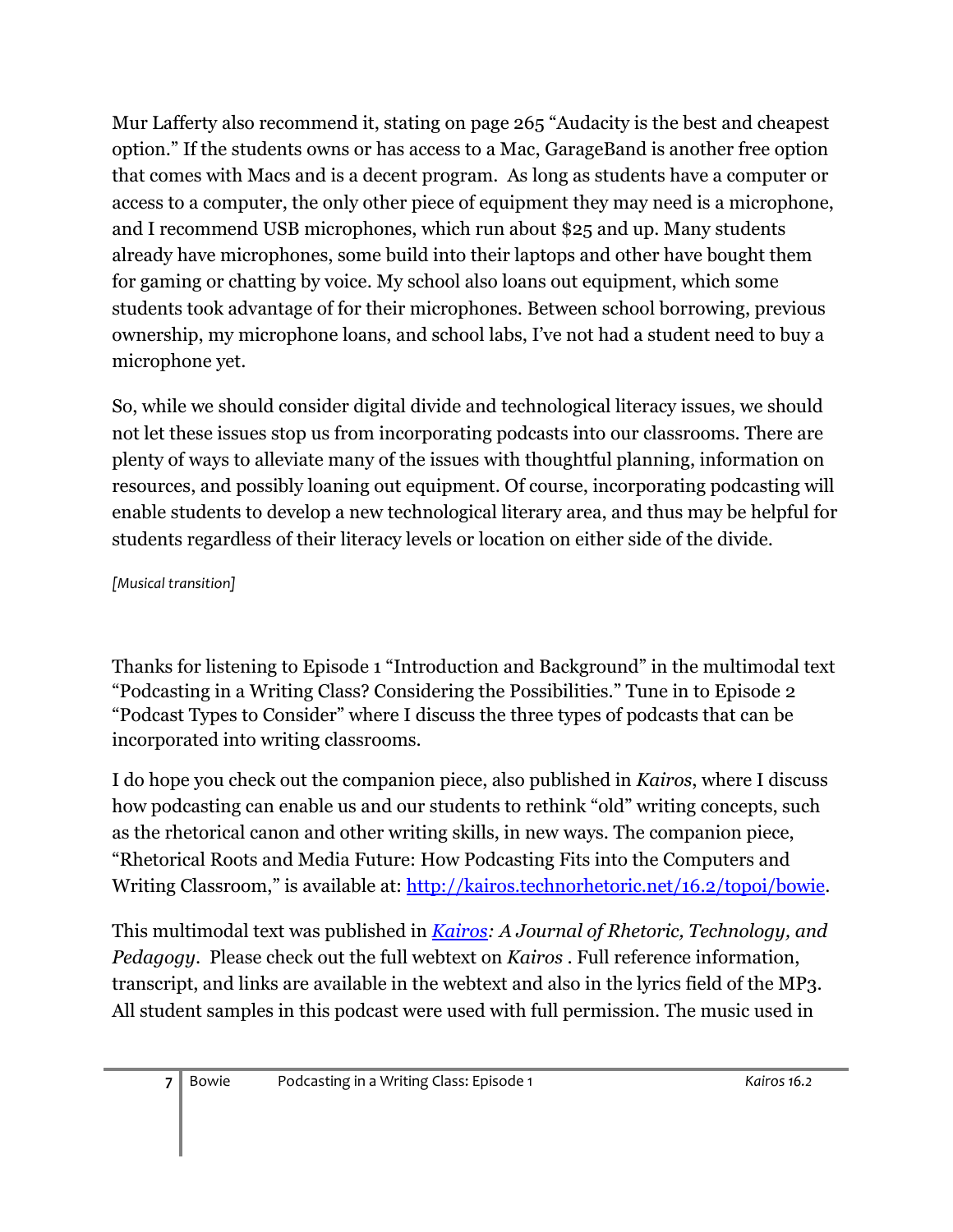Mur Lafferty also recommend it, stating on page 265 "Audacity is the best and cheapest option." If the students owns or has access to a Mac, GarageBand is another free option that comes with Macs and is a decent program. As long as students have a computer or access to a computer, the only other piece of equipment they may need is a microphone, and I recommend USB microphones, which run about $25 and up. Many students already have microphones, some build into their laptops and other have bought them for gaming or chatting by voice. My school also loans out equipment, which some students took advantage of for their microphones. Between school borrowing, previous ownership, my microphone loans, and school labs, I've not had a student need to buy a microphone yet.

So, while we should consider digital divide and technological literacy issues, we should not let these issues stop us from incorporating podcasts into our classrooms. There are plenty of ways to alleviate many of the issues with thoughtful planning, information on resources, and possibly loaning out equipment. Of course, incorporating podcasting will enable students to develop a new technological literary area, and thus may be helpful for students regardless of their literacy levels or location on either side of the divide.

*[Musical transition]*

Thanks for listening to Episode 1 "Introduction and Background" in the multimodal text "Podcasting in a Writing Class? Considering the Possibilities." Tune in to Episode 2 "Podcast Types to Consider" where I discuss the three types of podcasts that can be incorporated into writing classrooms.

I do hope you check out the companion piece, also published in *Kairos*, where I discuss how podcasting can enable us and our students to rethink "old" writing concepts, such as the rhetorical canon and other writing skills, in new ways. The companion piece, "Rhetorical Roots and Media Future: How Podcasting Fits into the Computers and Writing Classroom," is available at: [http://kairos.technorhetoric.net/16.2/topoi/bowie](http://kairos.technorhetoric.net/16.2/topoi/bowie).

This multimodal text was published in *Kairos: A Journal of Rhetoric, Technology, and Pedagogy*. Please check out the full webtext on *Kairos* . Full reference information, transcript, and links are available in the webtext and also in the lyrics field of the MP3. All student samples in this podcast were used with full permission. The music used in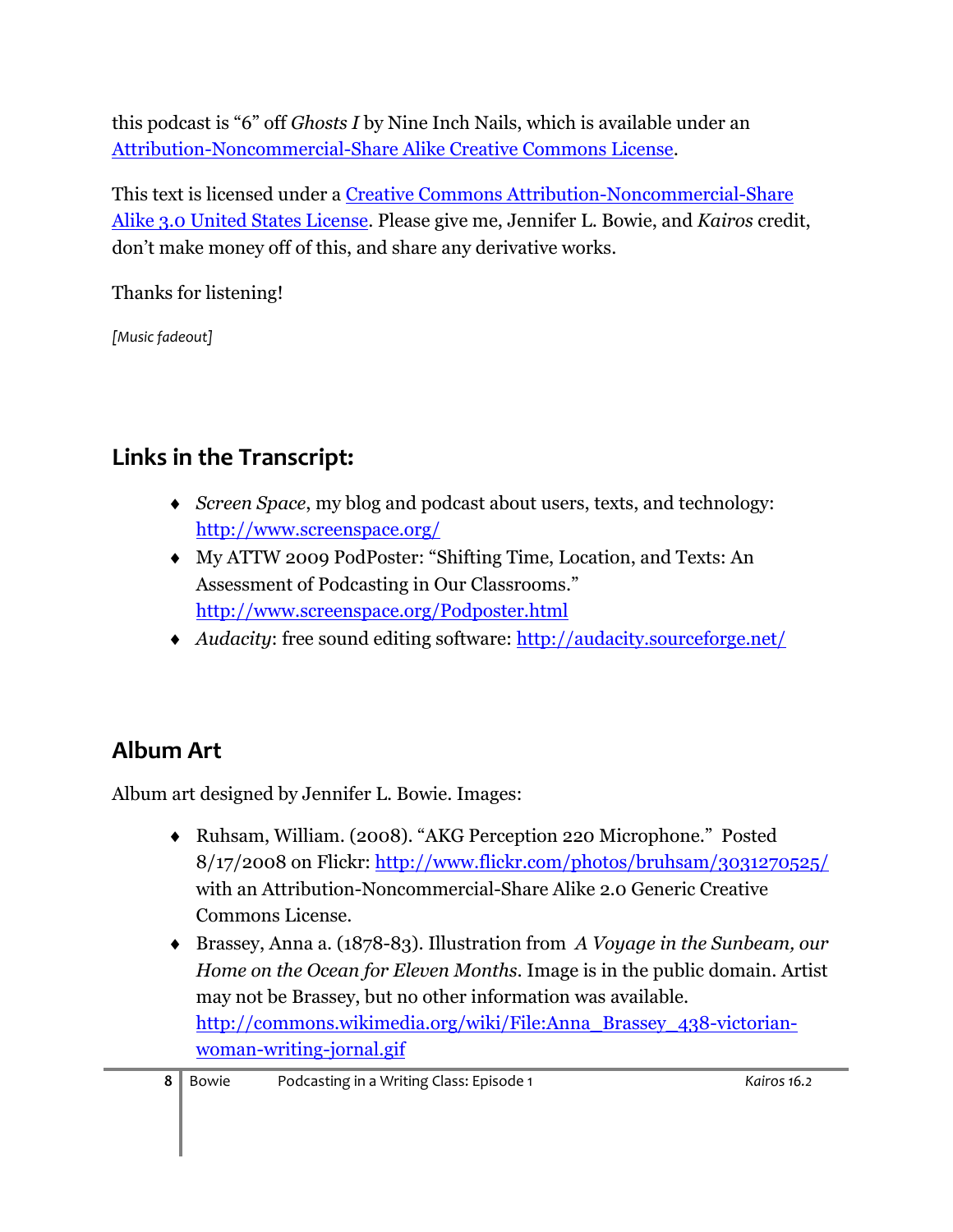this podcast is “6” off *Ghosts I* by Nine Inch Nails, which is available under an [Attribution-Noncommercial-Share Alike Creative Commons License](#).

This text is licensed under a [Creative Commons Attribution-Noncommercial-Share Alike 3.0 United States License](#). Please give me, Jennifer L. Bowie, and *Kairos* credit, don’t make money off of this, and share any derivative works.

Thanks for listening!

*[Music fadeout]*

## Links in the Transcript:

- *Screen Space*, my blog and podcast about users, texts, and technology: http://www.screenspace.org/
- My ATTW 2009 PodPoster: “Shifting Time, Location, and Texts: An Assessment of Podcasting in Our Classrooms.” http://www.screenspace.org/Podposter.html
- *Audacity*: free sound editing software: http://audacity.sourceforge.net/

## Album Art

Album art designed by Jennifer L. Bowie. Images:

- Ruhsam, William. (2008). “AKG Perception 220 Microphone.” Posted 8/17/2008 on Flickr: http://www.flickr.com/photos/bruhsam/3031270525/ with an Attribution-Noncommercial-Share Alike 2.0 Generic Creative Commons License.
- Brassey, Anna a. (1878-83). Illustration from *A Voyage in the Sunbeam, our Home on the Ocean for Eleven Months*. Image is in the public domain. Artist may not be Brassey, but no other information was available. http://commons.wikimedia.org/wiki/File:Anna_Brassey_438-victorian-woman-writing-jornal.gif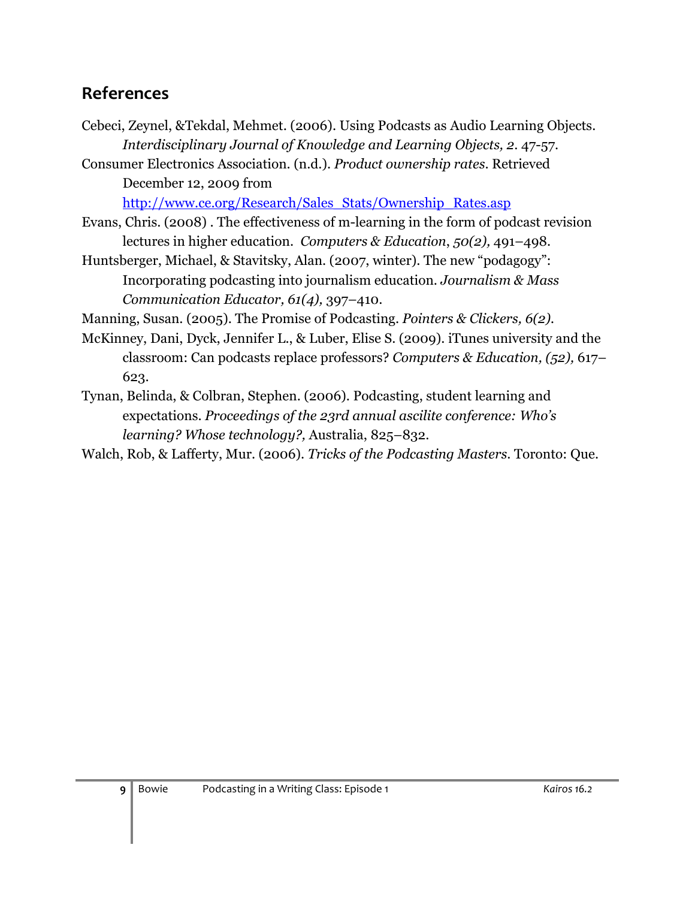## References

Cebeci, Zeynel, &Tekdal, Mehmet. (2006). Using Podcasts as Audio Learning Objects. *Interdisciplinary Journal of Knowledge and Learning Objects, 2*. 47-57.

Consumer Electronics Association. (n.d.). *Product ownership rates*. Retrieved December 12, 2009 from http://www.ce.org/Research/Sales_Stats/Ownership_Rates.asp

Evans, Chris. (2008) . The effectiveness of m-learning in the form of podcast revision lectures in higher education. *Computers & Education*, *50(2),* 491–498.

Huntsberger, Michael, & Stavitsky, Alan. (2007, winter). The new "podagogy": Incorporating podcasting into journalism education. *Journalism & Mass Communication Educator, 61(4),* 397–410.

Manning, Susan. (2005). The Promise of Podcasting. *Pointers & Clickers, 6(2).*

McKinney, Dani, Dyck, Jennifer L., & Luber, Elise S. (2009). iTunes university and the classroom: Can podcasts replace professors? *Computers & Education, (52),* 617–623.

Tynan, Belinda, & Colbran, Stephen. (2006). Podcasting, student learning and expectations. *Proceedings of the 23rd annual ascilite conference: Who's learning? Whose technology?,* Australia, 825–832.

Walch, Rob, & Lafferty, Mur. (2006). *Tricks of the Podcasting Masters*. Toronto: Que.